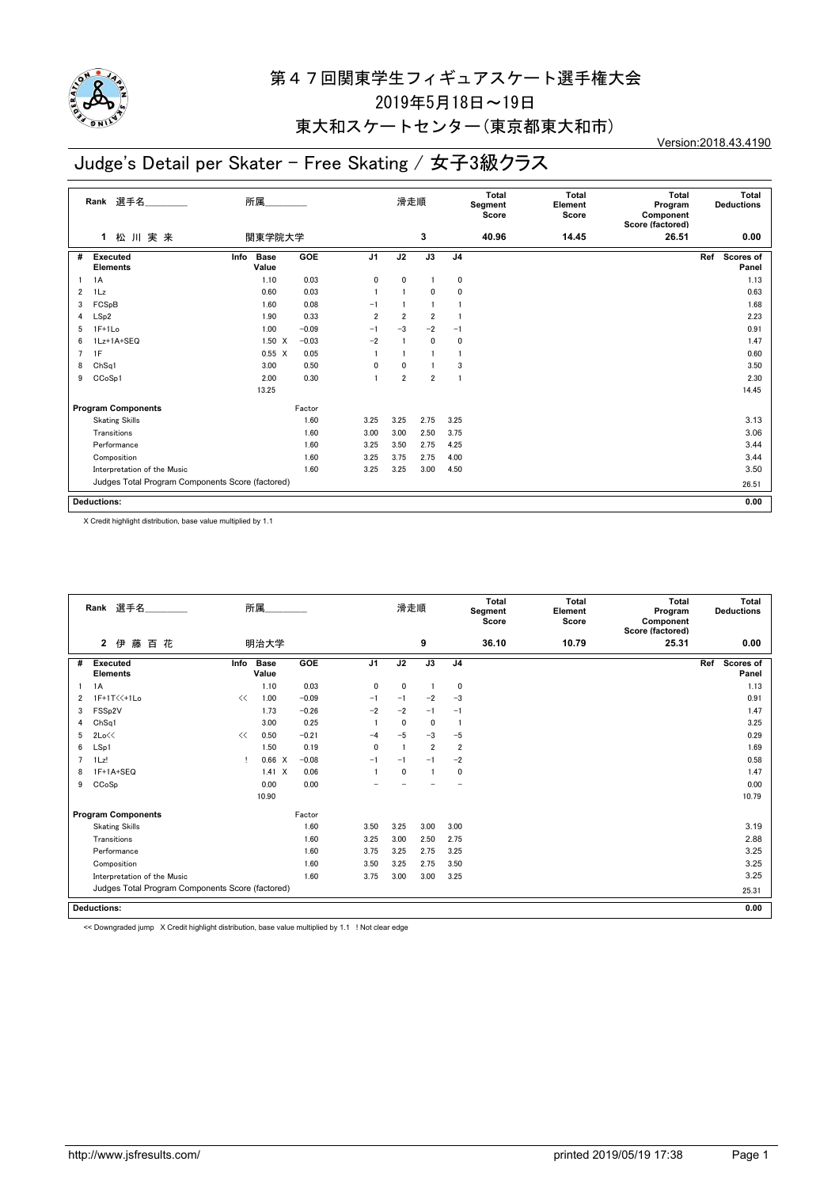# 第４７回関東学生フィギュアスケート選手権大会

2019年5月18日～19日

東大和スケートセンター（東京都東大和市）

Version:2018.43.4190

## Judge's Detail per Skater - Free Skating / 女子3級クラス

| Rank | 選手名 | 所属 | 滑走順 | Total Segment Score | Total Element Score | Total Program Component Score (factored) | Total Deductions |
|---|---|---|---|---|---|---|---|
| 1 | 松 川 実 来 | 関東学院大学 | 3 | 40.96 | 14.45 | 26.51 | 0.00 |

| # | Executed Elements | Info | Base Value | | GOE | J1 | J2 | J3 | J4 | Ref | Scores of Panel |
|---|---|---|---|---|---|---|---|---|---|---|---|
| 1 | 1A | | 1.10 | | 0.03 | 0 | 0 | 1 | 0 | | 1.13 |
| 2 | 1Lz | | 0.60 | | 0.03 | 1 | 1 | 0 | 0 | | 0.63 |
| 3 | FCSpB | | 1.60 | | 0.08 | −1 | 1 | 1 | 1 | | 1.68 |
| 4 | LSp2 | | 1.90 | | 0.33 | 2 | 2 | 2 | 1 | | 2.23 |
| 5 | 1F+1Lo | | 1.00 | | −0.09 | −1 | −3 | −2 | −1 | | 0.91 |
| 6 | 1Lz+1A+SEQ | | 1.50 | X | −0.03 | −2 | 1 | 0 | 0 | | 1.47 |
| 7 | 1F | | 0.55 | X | 0.05 | 1 | 1 | 1 | 1 | | 0.60 |
| 8 | ChSq1 | | 3.00 | | 0.50 | 0 | 0 | 1 | 3 | | 3.50 |
| 9 | CCoSp1 | | 2.00 | | 0.30 | 1 | 2 | 2 | 1 | | 2.30 |
| | | | 13.25 | | | | | | | | 14.45 |

| Program Components | Factor | J1 | J2 | J3 | J4 | Scores of Panel |
|---|---|---|---|---|---|---|
| Skating Skills | 1.60 | 3.25 | 3.25 | 2.75 | 3.25 | 3.13 |
| Transitions | 1.60 | 3.00 | 3.00 | 2.50 | 3.75 | 3.06 |
| Performance | 1.60 | 3.25 | 3.50 | 2.75 | 4.25 | 3.44 |
| Composition | 1.60 | 3.25 | 3.75 | 2.75 | 4.00 | 3.44 |
| Interpretation of the Music | 1.60 | 3.25 | 3.25 | 3.00 | 4.50 | 3.50 |
| Judges Total Program Components Score (factored) | | | | | | 26.51 |

**Deductions:** 0.00

X Credit highlight distribution, base value multiplied by 1.1

| Rank | 選手名 | 所属 | 滑走順 | Total Segment Score | Total Element Score | Total Program Component Score (factored) | Total Deductions |
|---|---|---|---|---|---|---|---|
| 2 | 伊 藤 百 花 | 明治大学 | 9 | 36.10 | 10.79 | 25.31 | 0.00 |

| # | Executed Elements | Info | Base Value | | GOE | J1 | J2 | J3 | J4 | Ref | Scores of Panel |
|---|---|---|---|---|---|---|---|---|---|---|---|
| 1 | 1A | | 1.10 | | 0.03 | 0 | 0 | 1 | 0 | | 1.13 |
| 2 | 1F+1T<<+1Lo | << | 1.00 | | −0.09 | −1 | −1 | −2 | −3 | | 0.91 |
| 3 | FSSp2V | | 1.73 | | −0.26 | −2 | −2 | −1 | −1 | | 1.47 |
| 4 | ChSq1 | | 3.00 | | 0.25 | 1 | 0 | 0 | 1 | | 3.25 |
| 5 | 2Lo<< | << | 0.50 | | −0.21 | −4 | −5 | −3 | −5 | | 0.29 |
| 6 | LSp1 | | 1.50 | | 0.19 | 0 | 1 | 2 | 2 | | 1.69 |
| 7 | 1Lz! | ! | 0.66 | X | −0.08 | −1 | −1 | −1 | −2 | | 0.58 |
| 8 | 1F+1A+SEQ | | 1.41 | X | 0.06 | 1 | 0 | 1 | 0 | | 1.47 |
| 9 | CCoSp | | 0.00 | | 0.00 | − | − | − | − | | 0.00 |
| | | | 10.90 | | | | | | | | 10.79 |

| Program Components | Factor | J1 | J2 | J3 | J4 | Scores of Panel |
|---|---|---|---|---|---|---|
| Skating Skills | 1.60 | 3.50 | 3.25 | 3.00 | 3.00 | 3.19 |
| Transitions | 1.60 | 3.25 | 3.00 | 2.50 | 2.75 | 2.88 |
| Performance | 1.60 | 3.75 | 3.25 | 2.75 | 3.25 | 3.25 |
| Composition | 1.60 | 3.50 | 3.25 | 2.75 | 3.50 | 3.25 |
| Interpretation of the Music | 1.60 | 3.75 | 3.00 | 3.00 | 3.25 | 3.25 |
| Judges Total Program Components Score (factored) | | | | | | 25.31 |

**Deductions:** 0.00

<< Downgraded jump X Credit highlight distribution, base value multiplied by 1.1 ! Not clear edge

http://www.jsfresults.com/ printed 2019/05/19 17:38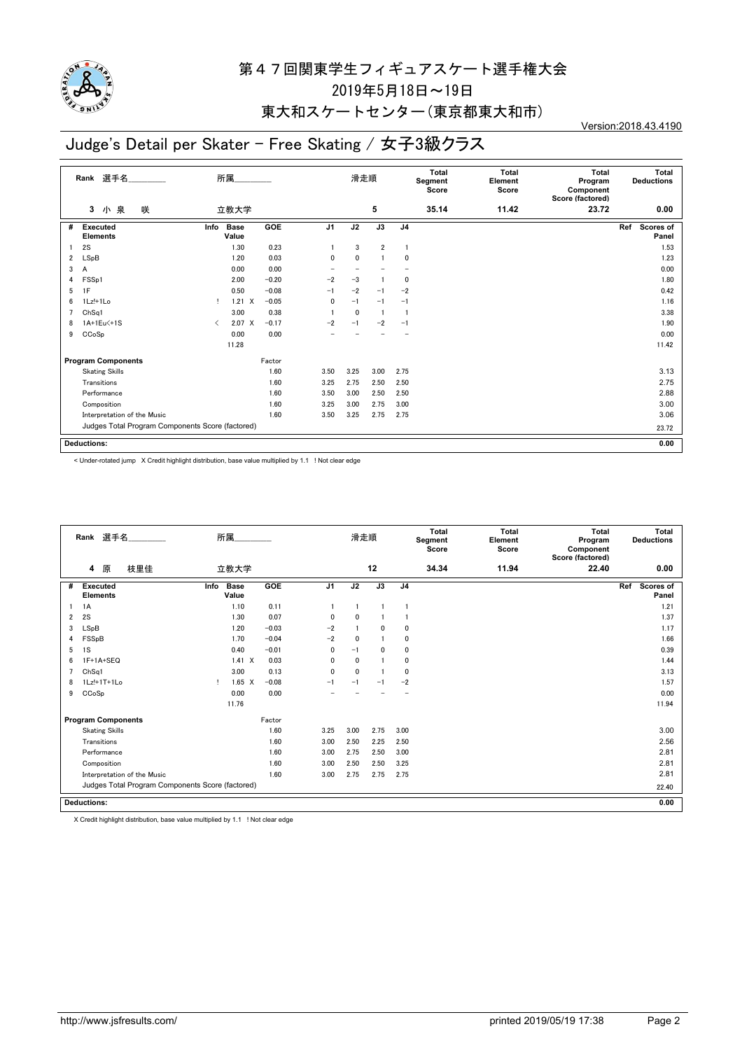# 第４７回関東学生フィギュアスケート選手権大会

2019年5月18日～19日

東大和スケートセンター（東京都東大和市）

Version:2018.43.4190

## Judge's Detail per Skater - Free Skating / 女子3級クラス

| Rank | 選手名 | 所属 | 滑走順 | Total Segment Score | Total Element Score | Total Program Component Score (factored) | Total Deductions |
|---|---|---|---|---|---|---|---|
| 3 | 小 泉 咲 | 立教大学 | 5 | 35.14 | 11.42 | 23.72 | 0.00 |

| # | Executed Elements | Info | Base Value | | GOE | J1 | J2 | J3 | J4 | Ref | Scores of Panel |
|---|---|---|---|---|---|---|---|---|---|---|---|
| 1 | 2S | | 1.30 | | 0.23 | 1 | 3 | 2 | 1 | | 1.53 |
| 2 | LSpB | | 1.20 | | 0.03 | 0 | 0 | 1 | 0 | | 1.23 |
| 3 | A | | 0.00 | | 0.00 | – | – | – | – | | 0.00 |
| 4 | FSSp1 | | 2.00 | | −0.20 | −2 | −3 | 1 | 0 | | 1.80 |
| 5 | 1F | | 0.50 | | −0.08 | −1 | −2 | −1 | −2 | | 0.42 |
| 6 | 1Lz!+1Lo | ! | 1.21 | X | −0.05 | 0 | −1 | −1 | −1 | | 1.16 |
| 7 | ChSq1 | | 3.00 | | 0.38 | 1 | 0 | 1 | 1 | | 3.38 |
| 8 | 1A+1Eu<+1S | < | 2.07 | X | −0.17 | −2 | −1 | −2 | −1 | | 1.90 |
| 9 | CCoSp | | 0.00 | | 0.00 | – | – | – | – | | 0.00 |
| | | | 11.28 | | | | | | | | 11.42 |

| Program Components | Factor | J1 | J2 | J3 | J4 | Scores of Panel |
|---|---|---|---|---|---|---|
| Skating Skills | 1.60 | 3.50 | 3.25 | 3.00 | 2.75 | 3.13 |
| Transitions | 1.60 | 3.25 | 2.75 | 2.50 | 2.50 | 2.75 |
| Performance | 1.60 | 3.50 | 3.00 | 2.50 | 2.50 | 2.88 |
| Composition | 1.60 | 3.25 | 3.00 | 2.75 | 3.00 | 3.00 |
| Interpretation of the Music | 1.60 | 3.50 | 3.25 | 2.75 | 2.75 | 3.06 |
| Judges Total Program Components Score (factored) | | | | | | 23.72 |

**Deductions:** 0.00

< Under-rotated jump X Credit highlight distribution, base value multiplied by 1.1 ! Not clear edge

| Rank | 選手名 | 所属 | 滑走順 | Total Segment Score | Total Element Score | Total Program Component Score (factored) | Total Deductions |
|---|---|---|---|---|---|---|---|
| 4 | 原 枝里佳 | 立教大学 | 12 | 34.34 | 11.94 | 22.40 | 0.00 |

| # | Executed Elements | Info | Base Value | | GOE | J1 | J2 | J3 | J4 | Ref | Scores of Panel |
|---|---|---|---|---|---|---|---|---|---|---|---|
| 1 | 1A | | 1.10 | | 0.11 | 1 | 1 | 1 | 1 | | 1.21 |
| 2 | 2S | | 1.30 | | 0.07 | 0 | 0 | 1 | 1 | | 1.37 |
| 3 | LSpB | | 1.20 | | −0.03 | −2 | 1 | 0 | 0 | | 1.17 |
| 4 | FSSpB | | 1.70 | | −0.04 | −2 | 0 | 1 | 0 | | 1.66 |
| 5 | 1S | | 0.40 | | −0.01 | 0 | −1 | 0 | 0 | | 0.39 |
| 6 | 1F+1A+SEQ | | 1.41 | X | 0.03 | 0 | 0 | 1 | 0 | | 1.44 |
| 7 | ChSq1 | | 3.00 | | 0.13 | 0 | 0 | 1 | 0 | | 3.13 |
| 8 | 1Lz!+1T+1Lo | ! | 1.65 | X | −0.08 | −1 | −1 | −1 | −2 | | 1.57 |
| 9 | CCoSp | | 0.00 | | 0.00 | – | – | – | – | | 0.00 |
| | | | 11.76 | | | | | | | | 11.94 |

| Program Components | Factor | J1 | J2 | J3 | J4 | Scores of Panel |
|---|---|---|---|---|---|---|
| Skating Skills | 1.60 | 3.25 | 3.00 | 2.75 | 3.00 | 3.00 |
| Transitions | 1.60 | 3.00 | 2.50 | 2.25 | 2.50 | 2.56 |
| Performance | 1.60 | 3.00 | 2.75 | 2.50 | 3.00 | 2.81 |
| Composition | 1.60 | 3.00 | 2.50 | 2.50 | 3.25 | 2.81 |
| Interpretation of the Music | 1.60 | 3.00 | 2.75 | 2.75 | 2.75 | 2.81 |
| Judges Total Program Components Score (factored) | | | | | | 22.40 |

**Deductions:** 0.00

X Credit highlight distribution, base value multiplied by 1.1 ! Not clear edge

http://www.jsfresults.com/ printed 2019/05/19 17:38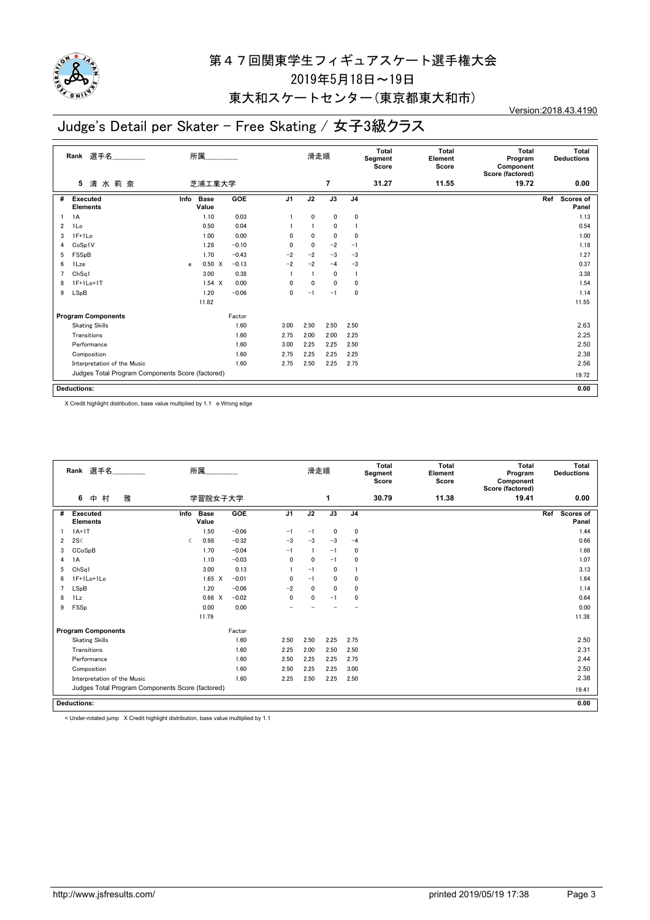# 第４７回関東学生フィギュアスケート選手権大会

2019年5月18日～19日

東大和スケートセンター（東京都東大和市）

Version:2018.43.4190

## Judge's Detail per Skater - Free Skating / 女子3級クラス

| Rank | 選手名 | 所属 | 滑走順 | Total Segment Score | Total Element Score | Total Program Component Score (factored) | Total Deductions |
|---|---|---|---|---|---|---|---|
| 5 | 清 水 莉 奈 | 芝浦工業大学 | 7 | 31.27 | 11.55 | 19.72 | 0.00 |

| # | Executed Elements | Info | Base Value | | GOE | J1 | J2 | J3 | J4 | Ref | Scores of Panel |
|---|---|---|---|---|---|---|---|---|---|---|---|
| 1 | 1A | | 1.10 | | 0.03 | 1 | 0 | 0 | 0 | | 1.13 |
| 2 | 1Lo | | 0.50 | | 0.04 | 1 | 1 | 0 | 1 | | 0.54 |
| 3 | 1F+1Lo | | 1.00 | | 0.00 | 0 | 0 | 0 | 0 | | 1.00 |
| 4 | CoSp1V | | 1.28 | | −0.10 | 0 | 0 | −2 | −1 | | 1.18 |
| 5 | FSSpB | | 1.70 | | −0.43 | −2 | −2 | −3 | −3 | | 1.27 |
| 6 | 1Lze | e | 0.50 | X | −0.13 | −2 | −2 | −4 | −3 | | 0.37 |
| 7 | ChSq1 | | 3.00 | | 0.38 | 1 | 1 | 0 | 1 | | 3.38 |
| 8 | 1F+1Lo+1T | | 1.54 | X | 0.00 | 0 | 0 | 0 | 0 | | 1.54 |
| 9 | LSpB | | 1.20 | | −0.06 | 0 | −1 | −1 | 0 | | 1.14 |
| | | | 11.82 | | | | | | | | 11.55 |

| Program Components | Factor | J1 | J2 | J3 | J4 | Scores of Panel |
|---|---|---|---|---|---|---|
| Skating Skills | 1.60 | 3.00 | 2.50 | 2.50 | 2.50 | 2.63 |
| Transitions | 1.60 | 2.75 | 2.00 | 2.00 | 2.25 | 2.25 |
| Performance | 1.60 | 3.00 | 2.25 | 2.25 | 2.50 | 2.50 |
| Composition | 1.60 | 2.75 | 2.25 | 2.25 | 2.25 | 2.38 |
| Interpretation of the Music | 1.60 | 2.75 | 2.50 | 2.25 | 2.75 | 2.56 |
| Judges Total Program Components Score (factored) | | | | | | 19.72 |

**Deductions:** 0.00

X Credit highlight distribution, base value multiplied by 1.1　e Wrong edge

| Rank | 選手名 | 所属 | 滑走順 | Total Segment Score | Total Element Score | Total Program Component Score (factored) | Total Deductions |
|---|---|---|---|---|---|---|---|
| 6 | 中 村　雅 | 学習院女子大学 | 1 | 30.79 | 11.38 | 19.41 | 0.00 |

| # | Executed Elements | Info | Base Value | | GOE | J1 | J2 | J3 | J4 | Ref | Scores of Panel |
|---|---|---|---|---|---|---|---|---|---|---|---|
| 1 | 1A+1T | | 1.50 | | −0.06 | −1 | −1 | 0 | 0 | | 1.44 |
| 2 | 2S< | < | 0.98 | | −0.32 | −3 | −3 | −3 | −4 | | 0.66 |
| 3 | CCoSpB | | 1.70 | | −0.04 | −1 | 1 | −1 | 0 | | 1.66 |
| 4 | 1A | | 1.10 | | −0.03 | 0 | 0 | −1 | 0 | | 1.07 |
| 5 | ChSq1 | | 3.00 | | 0.13 | 1 | −1 | 0 | 1 | | 3.13 |
| 6 | 1F+1Lo+1Lo | | 1.65 | X | −0.01 | 0 | −1 | 0 | 0 | | 1.64 |
| 7 | LSpB | | 1.20 | | −0.06 | −2 | 0 | 0 | 0 | | 1.14 |
| 8 | 1Lz | | 0.66 | X | −0.02 | 0 | 0 | −1 | 0 | | 0.64 |
| 9 | FSSp | | 0.00 | | 0.00 | − | − | − | − | | 0.00 |
| | | | 11.79 | | | | | | | | 11.38 |

| Program Components | Factor | J1 | J2 | J3 | J4 | Scores of Panel |
|---|---|---|---|---|---|---|
| Skating Skills | 1.60 | 2.50 | 2.50 | 2.25 | 2.75 | 2.50 |
| Transitions | 1.60 | 2.25 | 2.00 | 2.50 | 2.50 | 2.31 |
| Performance | 1.60 | 2.50 | 2.25 | 2.25 | 2.75 | 2.44 |
| Composition | 1.60 | 2.50 | 2.25 | 2.25 | 3.00 | 2.50 |
| Interpretation of the Music | 1.60 | 2.25 | 2.50 | 2.25 | 2.50 | 2.38 |
| Judges Total Program Components Score (factored) | | | | | | 19.41 |

**Deductions:** 0.00

< Under-rotated jump　X Credit highlight distribution, base value multiplied by 1.1

http://www.jsfresults.com/　printed 2019/05/19 17:38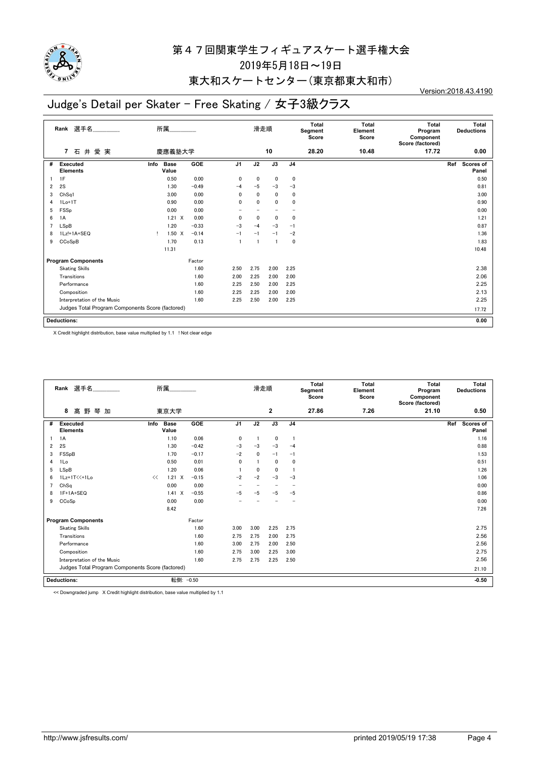# 第４７回関東学生フィギュアスケート選手権大会

2019年5月18日～19日

東大和スケートセンター（東京都東大和市）

Version:2018.43.4190

## Judge's Detail per Skater - Free Skating / 女子3級クラス

| Rank | 選手名 | 所属 | 滑走順 | Total Segment Score | Total Element Score | Total Program Component Score (factored) | Total Deductions |
|---|---|---|---|---|---|---|---|
| 7 | 石井愛実 | 慶應義塾大学 | 10 | 28.20 | 10.48 | 17.72 | 0.00 |

| # | Executed Elements | Info | Base Value | | GOE | J1 | J2 | J3 | J4 | Ref | Scores of Panel |
|---|---|---|---|---|---|---|---|---|---|---|---|
| 1 | 1F | | 0.50 | | 0.00 | 0 | 0 | 0 | 0 | | 0.50 |
| 2 | 2S | | 1.30 | | -0.49 | -4 | -5 | -3 | -3 | | 0.81 |
| 3 | ChSq1 | | 3.00 | | 0.00 | 0 | 0 | 0 | 0 | | 3.00 |
| 4 | 1Lo+1T | | 0.90 | | 0.00 | 0 | 0 | 0 | 0 | | 0.90 |
| 5 | FSSp | | 0.00 | | 0.00 | - | - | - | - | | 0.00 |
| 6 | 1A | | 1.21 | X | 0.00 | 0 | 0 | 0 | 0 | | 1.21 |
| 7 | LSpB | | 1.20 | | -0.33 | -3 | -4 | -3 | -1 | | 0.87 |
| 8 | 1Lz!+1A+SEQ | ! | 1.50 | X | -0.14 | -1 | -1 | -1 | -2 | | 1.36 |
| 9 | CCoSpB | | 1.70 | | 0.13 | 1 | 1 | 1 | 0 | | 1.83 |
| | | | 11.31 | | | | | | | | 10.48 |

| Program Components | Factor | J1 | J2 | J3 | J4 | Scores of Panel |
|---|---|---|---|---|---|---|
| Skating Skills | 1.60 | 2.50 | 2.75 | 2.00 | 2.25 | 2.38 |
| Transitions | 1.60 | 2.00 | 2.25 | 2.00 | 2.00 | 2.06 |
| Performance | 1.60 | 2.25 | 2.50 | 2.00 | 2.25 | 2.25 |
| Composition | 1.60 | 2.25 | 2.25 | 2.00 | 2.00 | 2.13 |
| Interpretation of the Music | 1.60 | 2.25 | 2.50 | 2.00 | 2.25 | 2.25 |
| Judges Total Program Components Score (factored) | | | | | | 17.72 |

**Deductions:** 0.00

X Credit highlight distribution, base value multiplied by 1.1 ! Not clear edge

| Rank | 選手名 | 所属 | 滑走順 | Total Segment Score | Total Element Score | Total Program Component Score (factored) | Total Deductions |
|---|---|---|---|---|---|---|---|
| 8 | 髙野琴加 | 東京大学 | 2 | 27.86 | 7.26 | 21.10 | 0.50 |

| # | Executed Elements | Info | Base Value | | GOE | J1 | J2 | J3 | J4 | Ref | Scores of Panel |
|---|---|---|---|---|---|---|---|---|---|---|---|
| 1 | 1A | | 1.10 | | 0.06 | 0 | 1 | 0 | 1 | | 1.16 |
| 2 | 2S | | 1.30 | | -0.42 | -3 | -3 | -3 | -4 | | 0.88 |
| 3 | FSSpB | | 1.70 | | -0.17 | -2 | 0 | -1 | -1 | | 1.53 |
| 4 | 1Lo | | 0.50 | | 0.01 | 0 | 1 | 0 | 0 | | 0.51 |
| 5 | LSpB | | 1.20 | | 0.06 | 1 | 0 | 0 | 1 | | 1.26 |
| 6 | 1Lz+1T<<+1Lo | << | 1.21 | X | -0.15 | -2 | -2 | -3 | -3 | | 1.06 |
| 7 | ChSq | | 0.00 | | 0.00 | - | - | - | - | | 0.00 |
| 8 | 1F+1A+SEQ | | 1.41 | X | -0.55 | -5 | -5 | -5 | -5 | | 0.86 |
| 9 | CCoSp | | 0.00 | | 0.00 | - | - | - | - | | 0.00 |
| | | | 8.42 | | | | | | | | 7.26 |

| Program Components | Factor | J1 | J2 | J3 | J4 | Scores of Panel |
|---|---|---|---|---|---|---|
| Skating Skills | 1.60 | 3.00 | 3.00 | 2.25 | 2.75 | 2.75 |
| Transitions | 1.60 | 2.75 | 2.75 | 2.00 | 2.75 | 2.56 |
| Performance | 1.60 | 3.00 | 2.75 | 2.00 | 2.50 | 2.56 |
| Composition | 1.60 | 2.75 | 3.00 | 2.25 | 3.00 | 2.75 |
| Interpretation of the Music | 1.60 | 2.75 | 2.75 | 2.25 | 2.50 | 2.56 |
| Judges Total Program Components Score (factored) | | | | | | 21.10 |

**Deductions:** 転倒: -0.50 　 -0.50

<< Downgraded jump X Credit highlight distribution, base value multiplied by 1.1

http://www.jsfresults.com/ printed 2019/05/19 17:38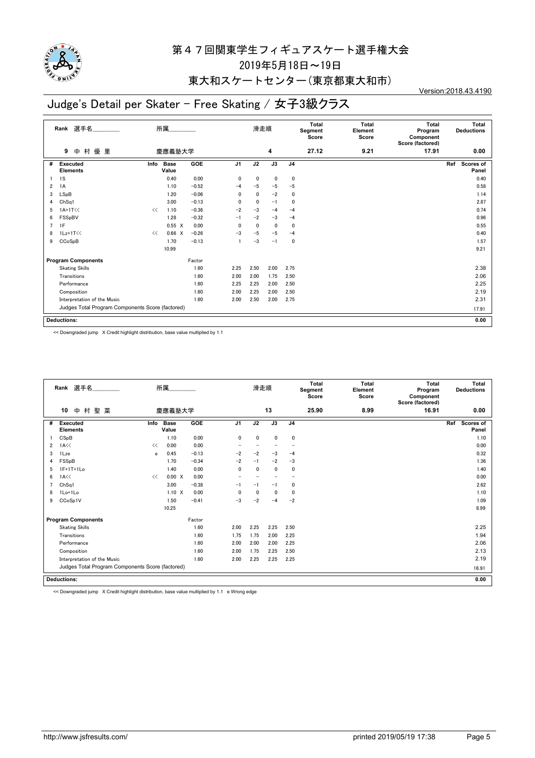# 第４７回関東学生フィギュアスケート選手権大会

2019年5月18日～19日

東大和スケートセンター（東京都東大和市）

Version:2018.43.4190

## Judge's Detail per Skater - Free Skating / 女子3級クラス

| Rank | 選手名 | 所属 | 滑走順 | Total Segment Score | Total Element Score | Total Program Component Score (factored) | Total Deductions |
|---|---|---|---|---|---|---|---|
| 9 | 中 村 優 里 | 慶應義塾大学 | 4 | 27.12 | 9.21 | 17.91 | 0.00 |

| # | Executed Elements | Info | Base Value | | GOE | J1 | J2 | J3 | J4 | Ref | Scores of Panel |
|---|---|---|---|---|---|---|---|---|---|---|---|
| 1 | 1S | | 0.40 | | 0.00 | 0 | 0 | 0 | 0 | | 0.40 |
| 2 | 1A | | 1.10 | | −0.52 | −4 | −5 | −5 | −5 | | 0.58 |
| 3 | LSpB | | 1.20 | | −0.06 | 0 | 0 | −2 | 0 | | 1.14 |
| 4 | ChSq1 | | 3.00 | | −0.13 | 0 | 0 | −1 | 0 | | 2.87 |
| 5 | 1A+1T<< | << | 1.10 | | −0.36 | −2 | −3 | −4 | −4 | | 0.74 |
| 6 | FSSpBV | | 1.28 | | −0.32 | −1 | −2 | −3 | −4 | | 0.96 |
| 7 | 1F | | 0.55 | X | 0.00 | 0 | 0 | 0 | 0 | | 0.55 |
| 8 | 1Lz+1T<< | << | 0.66 | X | −0.26 | −3 | −5 | −5 | −4 | | 0.40 |
| 9 | CCoSpB | | 1.70 | | −0.13 | 1 | −3 | −1 | 0 | | 1.57 |
| | | | 10.99 | | | | | | | | 9.21 |

| Program Components | Factor | J1 | J2 | J3 | J4 | Scores of Panel |
|---|---|---|---|---|---|---|
| Skating Skills | 1.60 | 2.25 | 2.50 | 2.00 | 2.75 | 2.38 |
| Transitions | 1.60 | 2.00 | 2.00 | 1.75 | 2.50 | 2.06 |
| Performance | 1.60 | 2.25 | 2.25 | 2.00 | 2.50 | 2.25 |
| Composition | 1.60 | 2.00 | 2.25 | 2.00 | 2.50 | 2.19 |
| Interpretation of the Music | 1.60 | 2.00 | 2.50 | 2.00 | 2.75 | 2.31 |
| Judges Total Program Components Score (factored) | | | | | | 17.91 |

**Deductions:** 0.00

<< Downgraded jump X Credit highlight distribution, base value multiplied by 1.1

| Rank | 選手名 | 所属 | 滑走順 | Total Segment Score | Total Element Score | Total Program Component Score (factored) | Total Deductions |
|---|---|---|---|---|---|---|---|
| 10 | 中 村 聖 菜 | 慶應義塾大学 | 13 | 25.90 | 8.99 | 16.91 | 0.00 |

| # | Executed Elements | Info | Base Value | | GOE | J1 | J2 | J3 | J4 | Ref | Scores of Panel |
|---|---|---|---|---|---|---|---|---|---|---|---|
| 1 | CSpB | | 1.10 | | 0.00 | 0 | 0 | 0 | 0 | | 1.10 |
| 2 | 1A<< | << | 0.00 | | 0.00 | − | − | − | − | | 0.00 |
| 3 | 1Lze | e | 0.45 | | −0.13 | −2 | −2 | −3 | −4 | | 0.32 |
| 4 | FSSpB | | 1.70 | | −0.34 | −2 | −1 | −2 | −3 | | 1.36 |
| 5 | 1F+1T+1Lo | | 1.40 | | 0.00 | 0 | 0 | 0 | 0 | | 1.40 |
| 6 | 1A<< | << | 0.00 | X | 0.00 | − | − | − | − | | 0.00 |
| 7 | ChSq1 | | 3.00 | | −0.38 | −1 | −1 | −1 | 0 | | 2.62 |
| 8 | 1Lo+1Lo | | 1.10 | X | 0.00 | 0 | 0 | 0 | 0 | | 1.10 |
| 9 | CCoSp1V | | 1.50 | | −0.41 | −3 | −2 | −4 | −2 | | 1.09 |
| | | | 10.25 | | | | | | | | 8.99 |

| Program Components | Factor | J1 | J2 | J3 | J4 | Scores of Panel |
|---|---|---|---|---|---|---|
| Skating Skills | 1.60 | 2.00 | 2.25 | 2.25 | 2.50 | 2.25 |
| Transitions | 1.60 | 1.75 | 1.75 | 2.00 | 2.25 | 1.94 |
| Performance | 1.60 | 2.00 | 2.00 | 2.00 | 2.25 | 2.06 |
| Composition | 1.60 | 2.00 | 1.75 | 2.25 | 2.50 | 2.13 |
| Interpretation of the Music | 1.60 | 2.00 | 2.25 | 2.25 | 2.25 | 2.19 |
| Judges Total Program Components Score (factored) | | | | | | 16.91 |

**Deductions:** 0.00

<< Downgraded jump X Credit highlight distribution, base value multiplied by 1.1 e Wrong edge

http://www.jsfresults.com/ printed 2019/05/19 17:38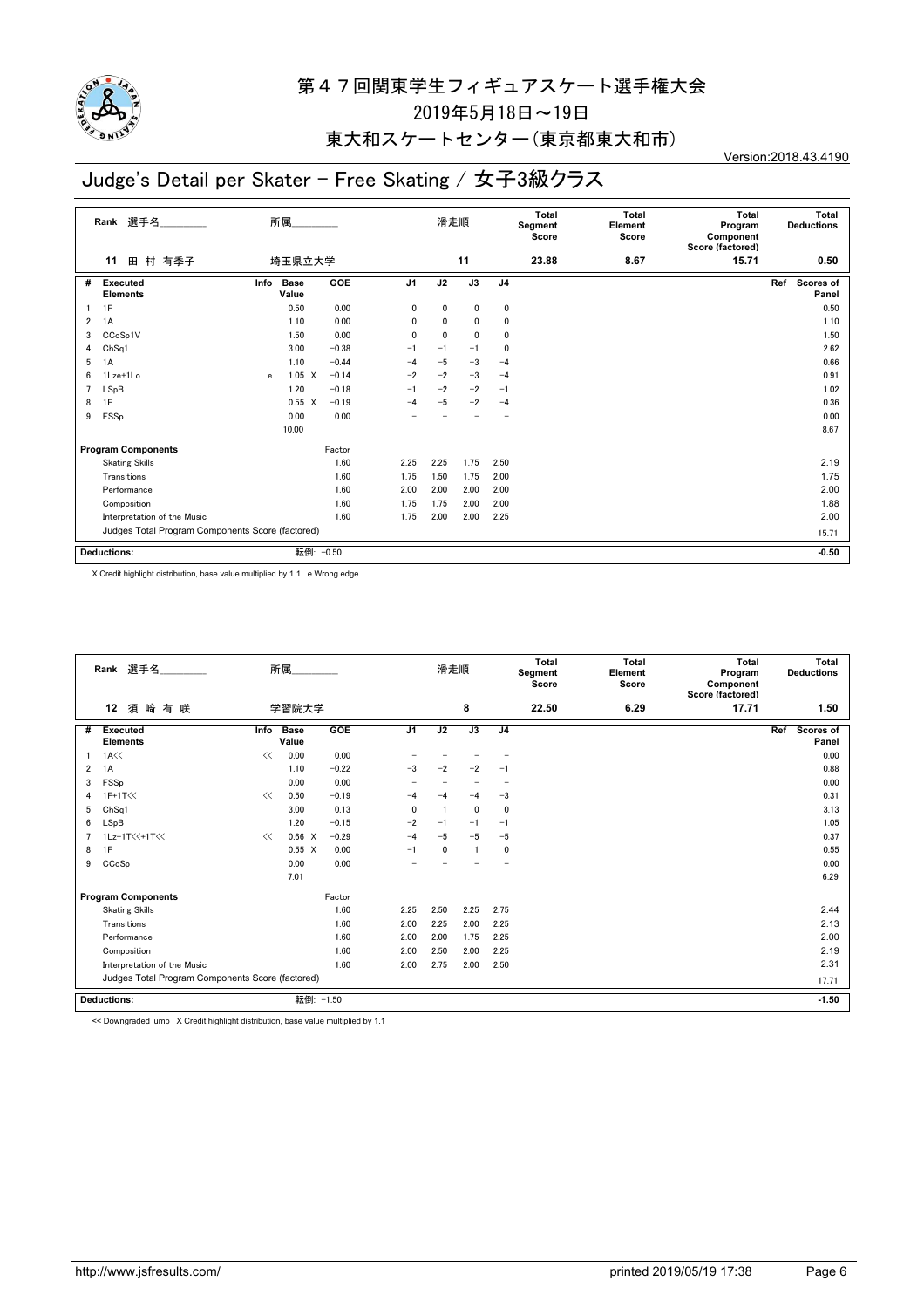# 第４７回関東学生フィギュアスケート選手権大会

2019年5月18日～19日

東大和スケートセンター（東京都東大和市）

Version:2018.43.4190

## Judge's Detail per Skater - Free Skating / 女子3級クラス

| Rank | 選手名 | 所属 | 滑走順 | Total Segment Score | Total Element Score | Total Program Component Score (factored) | Total Deductions |
|---|---|---|---|---|---|---|---|
| 11 | 田 村 有季子 | 埼玉県立大学 | 11 | 23.88 | 8.67 | 15.71 | 0.50 |

| # | Executed Elements | Info | Base Value | GOE | J1 | J2 | J3 | J4 | Ref | Scores of Panel |
|---|---|---|---|---|---|---|---|---|---|---|
| 1 | 1F | | 0.50 | 0.00 | 0 | 0 | 0 | 0 | | 0.50 |
| 2 | 1A | | 1.10 | 0.00 | 0 | 0 | 0 | 0 | | 1.10 |
| 3 | CCoSp1V | | 1.50 | 0.00 | 0 | 0 | 0 | 0 | | 1.50 |
| 4 | ChSq1 | | 3.00 | -0.38 | -1 | -1 | -1 | 0 | | 2.62 |
| 5 | 1A | | 1.10 | -0.44 | -4 | -5 | -3 | -4 | | 0.66 |
| 6 | 1Lze+1Lo | e | 1.05 X | -0.14 | -2 | -2 | -3 | -4 | | 0.91 |
| 7 | LSpB | | 1.20 | -0.18 | -1 | -2 | -2 | -1 | | 1.02 |
| 8 | 1F | | 0.55 X | -0.19 | -4 | -5 | -2 | -4 | | 0.36 |
| 9 | FSSp | | 0.00 | 0.00 | - | - | - | - | | 0.00 |
| | | | 10.00 | | | | | | | 8.67 |

| Program Components | Factor | J1 | J2 | J3 | J4 | Scores of Panel |
|---|---|---|---|---|---|---|
| Skating Skills | 1.60 | 2.25 | 2.25 | 1.75 | 2.50 | 2.19 |
| Transitions | 1.60 | 1.75 | 1.50 | 1.75 | 2.00 | 1.75 |
| Performance | 1.60 | 2.00 | 2.00 | 2.00 | 2.00 | 2.00 |
| Composition | 1.60 | 1.75 | 1.75 | 2.00 | 2.00 | 1.88 |
| Interpretation of the Music | 1.60 | 1.75 | 2.00 | 2.00 | 2.25 | 2.00 |
| Judges Total Program Components Score (factored) | | | | | | 15.71 |

| Deductions: | 転倒: -0.50 | -0.50 |
|---|---|---|

X Credit highlight distribution, base value multiplied by 1.1　e Wrong edge

| Rank | 選手名 | 所属 | 滑走順 | Total Segment Score | Total Element Score | Total Program Component Score (factored) | Total Deductions |
|---|---|---|---|---|---|---|---|
| 12 | 須 崎 有 咲 | 学習院大学 | 8 | 22.50 | 6.29 | 17.71 | 1.50 |

| # | Executed Elements | Info | Base Value | GOE | J1 | J2 | J3 | J4 | Ref | Scores of Panel |
|---|---|---|---|---|---|---|---|---|---|---|
| 1 | 1A<< | << | 0.00 | 0.00 | - | - | - | - | | 0.00 |
| 2 | 1A | | 1.10 | -0.22 | -3 | -2 | -2 | -1 | | 0.88 |
| 3 | FSSp | | 0.00 | 0.00 | - | - | - | - | | 0.00 |
| 4 | 1F+1T<< | << | 0.50 | -0.19 | -4 | -4 | -4 | -3 | | 0.31 |
| 5 | ChSq1 | | 3.00 | 0.13 | 0 | 1 | 0 | 0 | | 3.13 |
| 6 | LSpB | | 1.20 | -0.15 | -2 | -1 | -1 | -1 | | 1.05 |
| 7 | 1Lz+1T<<+1T<< | << | 0.66 X | -0.29 | -4 | -5 | -5 | -5 | | 0.37 |
| 8 | 1F | | 0.55 X | 0.00 | -1 | 0 | 1 | 0 | | 0.55 |
| 9 | CCoSp | | 0.00 | 0.00 | - | - | - | - | | 0.00 |
| | | | 7.01 | | | | | | | 6.29 |

| Program Components | Factor | J1 | J2 | J3 | J4 | Scores of Panel |
|---|---|---|---|---|---|---|
| Skating Skills | 1.60 | 2.25 | 2.50 | 2.25 | 2.75 | 2.44 |
| Transitions | 1.60 | 2.00 | 2.25 | 2.00 | 2.25 | 2.13 |
| Performance | 1.60 | 2.00 | 2.00 | 1.75 | 2.25 | 2.00 |
| Composition | 1.60 | 2.00 | 2.50 | 2.00 | 2.25 | 2.19 |
| Interpretation of the Music | 1.60 | 2.00 | 2.75 | 2.00 | 2.50 | 2.31 |
| Judges Total Program Components Score (factored) | | | | | | 17.71 |

| Deductions: | 転倒: -1.50 | -1.50 |
|---|---|---|

<< Downgraded jump　X Credit highlight distribution, base value multiplied by 1.1

http://www.jsfresults.com/　printed 2019/05/19 17:38